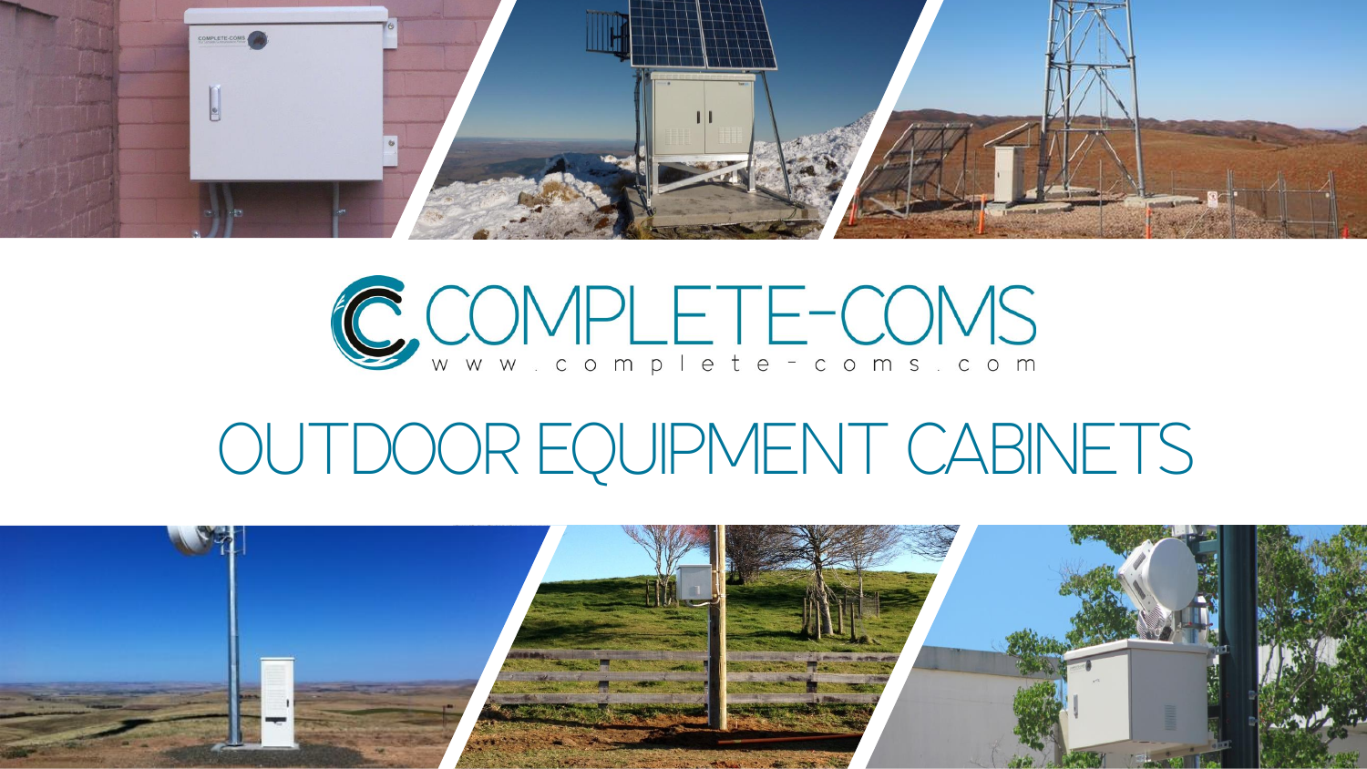# COMPLETE-COMS

www.complete-coms.com

# OUTDOOR EQUIPMENT CABINETS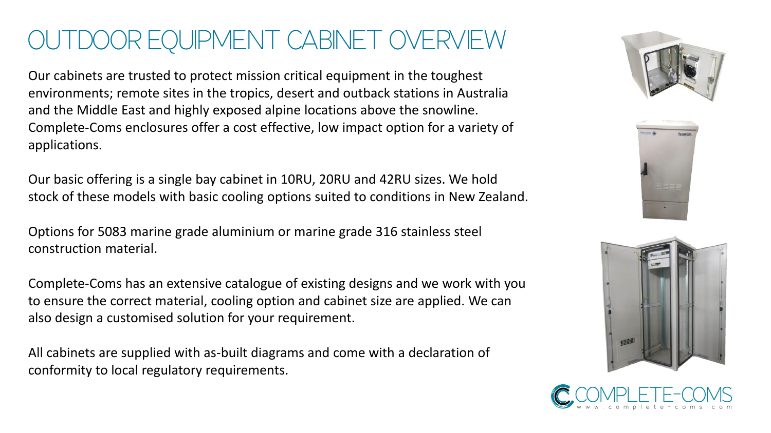# OUTDOOR EQUIPMENT CABINET OVERVIEW

Our cabinets are trusted to protect mission critical equipment in the toughest environments; remote sites in the tropics, desert and outback stations in Australia and the Middle East and highly exposed alpine locations above the snowline. Complete-Coms enclosures offer a cost effective, low impact option for a variety of applications.

Our basic offering is a single bay cabinet in 10RU, 20RU and 42RU sizes. We hold stock of these models with basic cooling options suited to conditions in New Zealand.

Options for 5083 marine grade aluminium or marine grade 316 stainless steel construction material.

Complete-Coms has an extensive catalogue of existing designs and we work with you to ensure the correct material, cooling option and cabinet size are applied. We can also design a customised solution for your requirement.

All cabinets are supplied with as-built diagrams and come with a declaration of conformity to local regulatory requirements.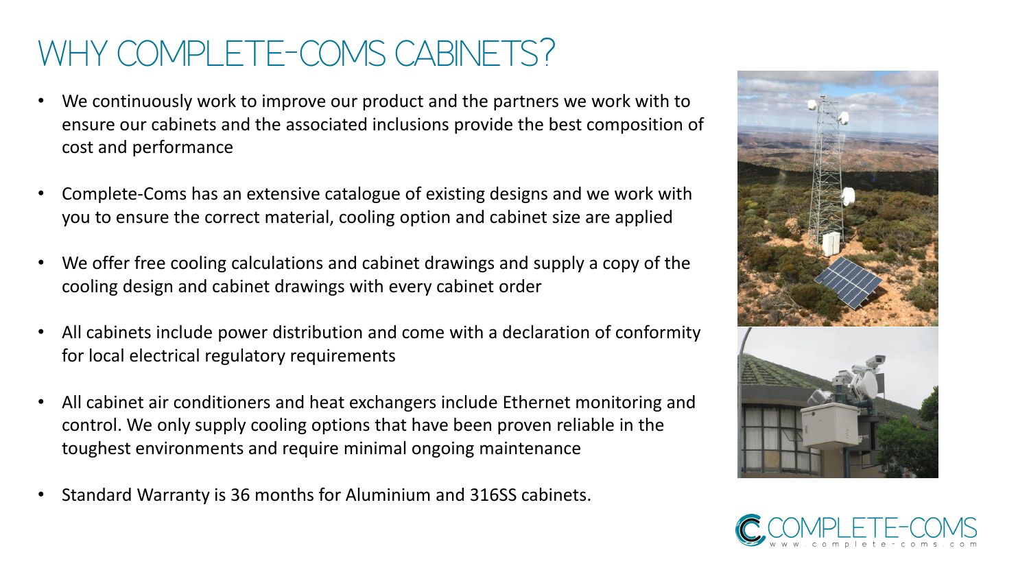# WHY COMPLETE-COMS CABINETS?

- We continuously work to improve our product and the partners we work with to ensure our cabinets and the associated inclusions provide the best composition of cost and performance
- Complete-Coms has an extensive catalogue of existing designs and we work with you to ensure the correct material, cooling option and cabinet size are applied
- We offer free cooling calculations and cabinet drawings and supply a copy of the cooling design and cabinet drawings with every cabinet order
- All cabinets include power distribution and come with a declaration of conformity for local electrical regulatory requirements
- All cabinet air conditioners and heat exchangers include Ethernet monitoring and control. We only supply cooling options that have been proven reliable in the toughest environments and require minimal ongoing maintenance
- Standard Warranty is 36 months for Aluminium and 316SS cabinets.

COMPLETE-COMS
www.complete-coms.com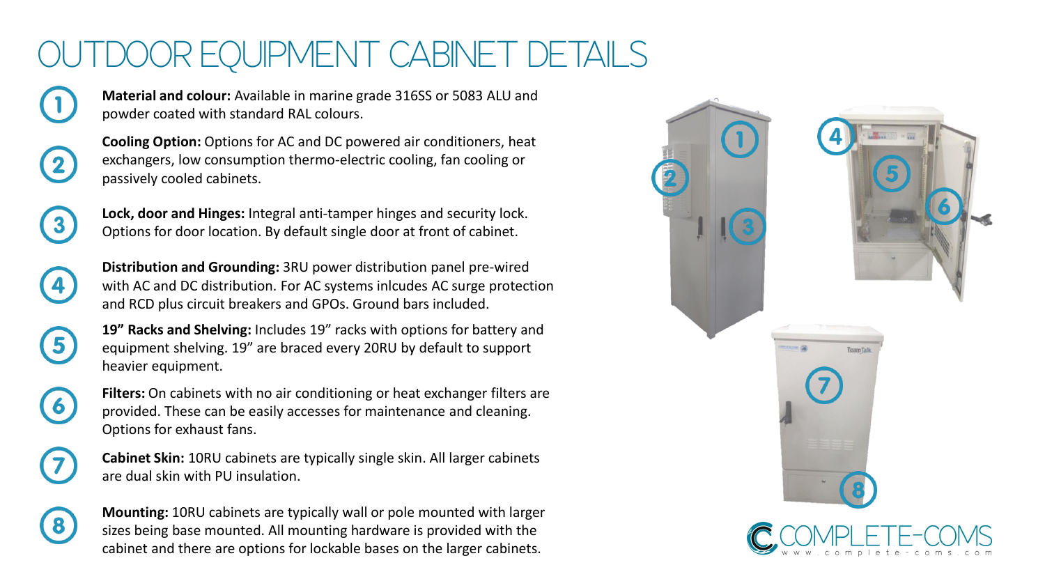# OUTDOOR EQUIPMENT CABINET DETAILS

1. **Material and colour:** Available in marine grade 316SS or 5083 ALU and powder coated with standard RAL colours.
2. **Cooling Option:** Options for AC and DC powered air conditioners, heat exchangers, low consumption thermo-electric cooling, fan cooling or passively cooled cabinets.
3. **Lock, door and Hinges:** Integral anti-tamper hinges and security lock. Options for door location. By default single door at front of cabinet.
4. **Distribution and Grounding:** 3RU power distribution panel pre-wired with AC and DC distribution. For AC systems inlcudes AC surge protection and RCD plus circuit breakers and GPOs. Ground bars included.
5. **19" Racks and Shelving:** Includes 19" racks with options for battery and equipment shelving. 19" are braced every 20RU by default to support heavier equipment.
6. **Filters:** On cabinets with no air conditioning or heat exchanger filters are provided. These can be easily accesses for maintenance and cleaning. Options for exhaust fans.
7. **Cabinet Skin:** 10RU cabinets are typically single skin. All larger cabinets are dual skin with PU insulation.
8. **Mounting:** 10RU cabinets are typically wall or pole mounted with larger sizes being base mounted. All mounting hardware is provided with the cabinet and there are options for lockable bases on the larger cabinets.

COMPLETE-COMS
www.complete-coms.com